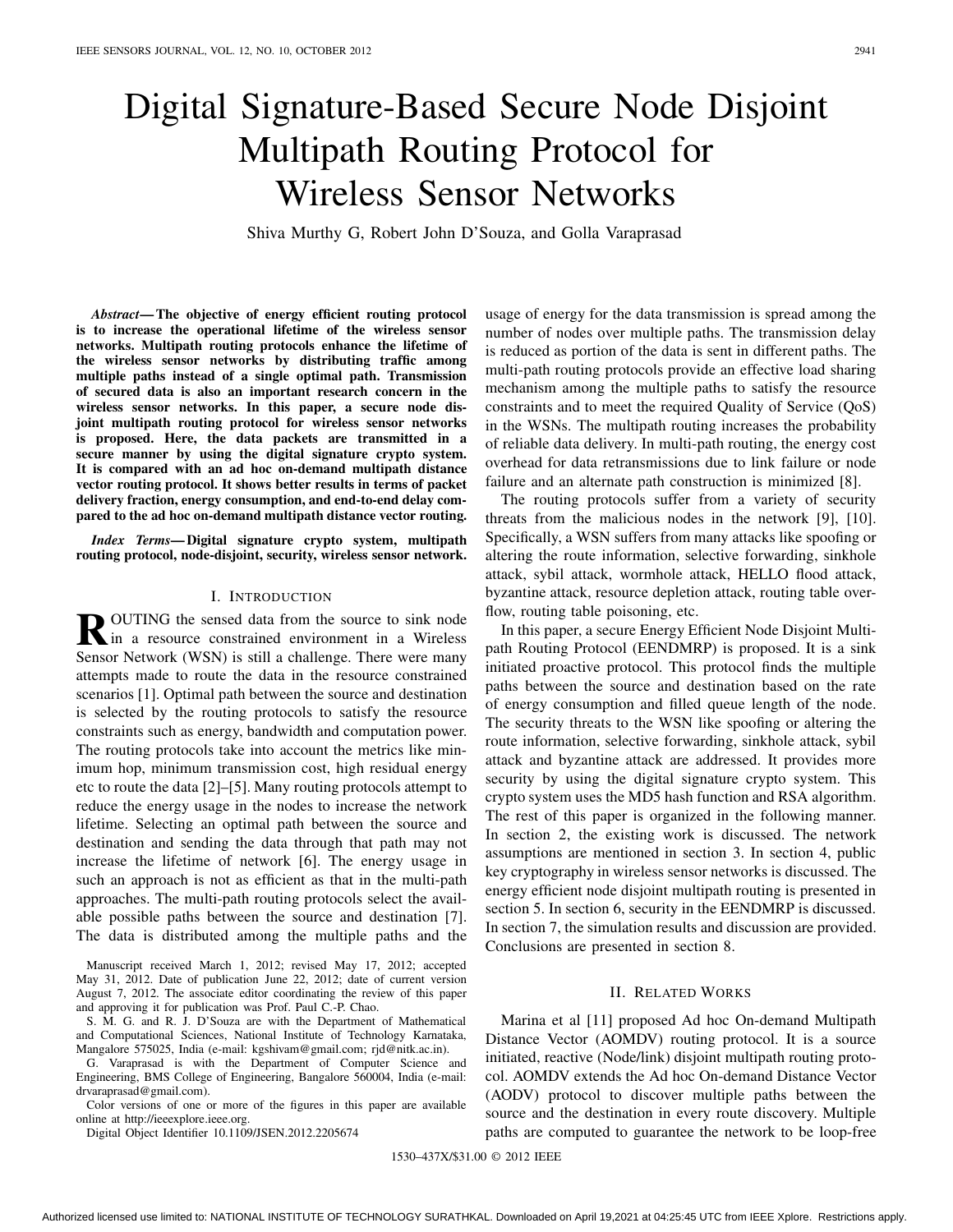# Digital Signature-Based Secure Node Disjoint Multipath Routing Protocol for Wireless Sensor Networks

Shiva Murthy G, Robert John D'Souza, and Golla Varaprasad

***Abstract*— The objective of energy efficient routing protocol is to increase the operational lifetime of the wireless sensor networks. Multipath routing protocols enhance the lifetime of the wireless sensor networks by distributing traffic among multiple paths instead of a single optimal path. Transmission of secured data is also an important research concern in the wireless sensor networks. In this paper, a secure node disjoint multipath routing protocol for wireless sensor networks is proposed. Here, the data packets are transmitted in a secure manner by using the digital signature crypto system. It is compared with an ad hoc on-demand multipath distance vector routing protocol. It shows better results in terms of packet delivery fraction, energy consumption, and end-to-end delay compared to the ad hoc on-demand multipath distance vector routing.**

***Index Terms*— Digital signature crypto system, multipath routing protocol, node-disjoint, security, wireless sensor network.**

## I. Introduction

ROUTING the sensed data from the source to sink node in a resource constrained environment in a Wireless Sensor Network (WSN) is still a challenge. There were many attempts made to route the data in the resource constrained scenarios [1]. Optimal path between the source and destination is selected by the routing protocols to satisfy the resource constraints such as energy, bandwidth and computation power. The routing protocols take into account the metrics like minimum hop, minimum transmission cost, high residual energy etc to route the data [2]–[5]. Many routing protocols attempt to reduce the energy usage in the nodes to increase the network lifetime. Selecting an optimal path between the source and destination and sending the data through that path may not increase the lifetime of network [6]. The energy usage in such an approach is not as efficient as that in the multi-path approaches. The multi-path routing protocols select the available possible paths between the source and destination [7]. The data is distributed among the multiple paths and the usage of energy for the data transmission is spread among the number of nodes over multiple paths. The transmission delay is reduced as portion of the data is sent in different paths. The multi-path routing protocols provide an effective load sharing mechanism among the multiple paths to satisfy the resource constraints and to meet the required Quality of Service (QoS) in the WSNs. The multipath routing increases the probability of reliable data delivery. In multi-path routing, the energy cost overhead for data retransmissions due to link failure or node failure and an alternate path construction is minimized [8].

Manuscript received March 1, 2012; revised May 17, 2012; accepted May 31, 2012. Date of publication June 22, 2012; date of current version August 7, 2012. The associate editor coordinating the review of this paper and approving it for publication was Prof. Paul C.-P. Chao.

S. M. G. and R. J. D'Souza are with the Department of Mathematical and Computational Sciences, National Institute of Technology Karnataka, Mangalore 575025, India (e-mail: kgshivam@gmail.com; rjd@nitk.ac.in).

G. Varaprasad is with the Department of Computer Science and Engineering, BMS College of Engineering, Bangalore 560004, India (e-mail: drvaraprasad@gmail.com).

Color versions of one or more of the figures in this paper are available online at http://ieeexplore.ieee.org.

Digital Object Identifier 10.1109/JSEN.2012.2205674

The routing protocols suffer from a variety of security threats from the malicious nodes in the network [9], [10]. Specifically, a WSN suffers from many attacks like spoofing or altering the route information, selective forwarding, sinkhole attack, sybil attack, wormhole attack, HELLO flood attack, byzantine attack, resource depletion attack, routing table overflow, routing table poisoning, etc.

In this paper, a secure Energy Efficient Node Disjoint Multipath Routing Protocol (EENDMRP) is proposed. It is a sink initiated proactive protocol. This protocol finds the multiple paths between the source and destination based on the rate of energy consumption and filled queue length of the node. The security threats to the WSN like spoofing or altering the route information, selective forwarding, sinkhole attack, sybil attack and byzantine attack are addressed. It provides more security by using the digital signature crypto system. This crypto system uses the MD5 hash function and RSA algorithm. The rest of this paper is organized in the following manner. In section 2, the existing work is discussed. The network assumptions are mentioned in section 3. In section 4, public key cryptography in wireless sensor networks is discussed. The energy efficient node disjoint multipath routing is presented in section 5. In section 6, security in the EENDMRP is discussed. In section 7, the simulation results and discussion are provided. Conclusions are presented in section 8.

## II. Related Works

Marina et al [11] proposed Ad hoc On-demand Multipath Distance Vector (AOMDV) routing protocol. It is a source initiated, reactive (Node/link) disjoint multipath routing protocol. AOMDV extends the Ad hoc On-demand Distance Vector (AODV) protocol to discover multiple paths between the source and the destination in every route discovery. Multiple paths are computed to guarantee the network to be loop-free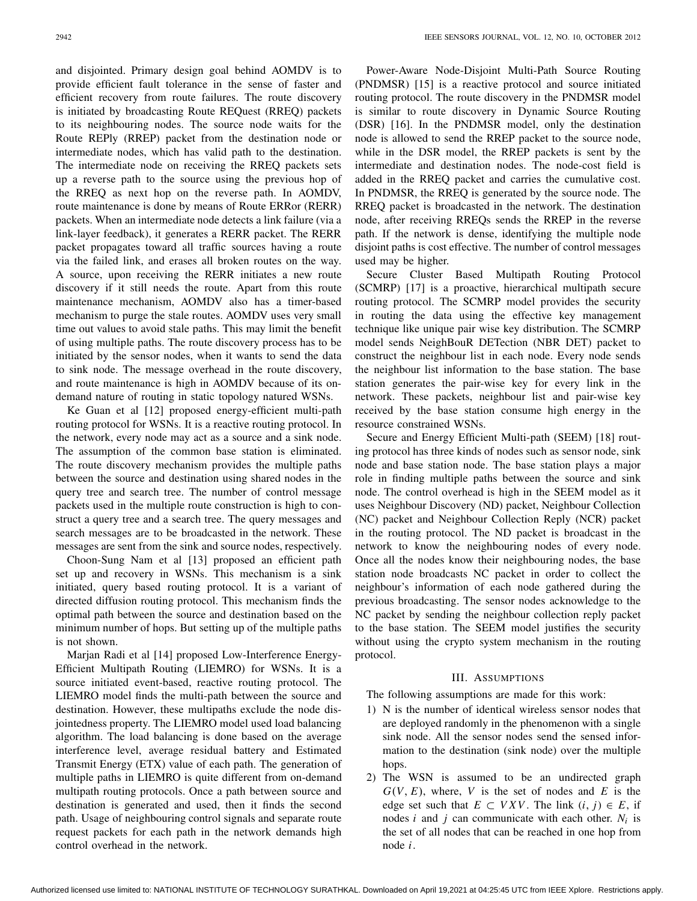and disjointed. Primary design goal behind AOMDV is to provide efficient fault tolerance in the sense of faster and efficient recovery from route failures. The route discovery is initiated by broadcasting Route REQuest (RREQ) packets to its neighbouring nodes. The source node waits for the Route REPly (RREP) packet from the destination node or intermediate nodes, which has valid path to the destination. The intermediate node on receiving the RREQ packets sets up a reverse path to the source using the previous hop of the RREQ as next hop on the reverse path. In AOMDV, route maintenance is done by means of Route ERRor (RERR) packets. When an intermediate node detects a link failure (via a link-layer feedback), it generates a RERR packet. The RERR packet propagates toward all traffic sources having a route via the failed link, and erases all broken routes on the way. A source, upon receiving the RERR initiates a new route discovery if it still needs the route. Apart from this route maintenance mechanism, AOMDV also has a timer-based mechanism to purge the stale routes. AOMDV uses very small time out values to avoid stale paths. This may limit the benefit of using multiple paths. The route discovery process has to be initiated by the sensor nodes, when it wants to send the data to sink node. The message overhead in the route discovery, and route maintenance is high in AOMDV because of its on-demand nature of routing in static topology natured WSNs.

Ke Guan et al [12] proposed energy-efficient multi-path routing protocol for WSNs. It is a reactive routing protocol. In the network, every node may act as a source and a sink node. The assumption of the common base station is eliminated. The route discovery mechanism provides the multiple paths between the source and destination using shared nodes in the query tree and search tree. The number of control message packets used in the multiple route construction is high to construct a query tree and a search tree. The query messages and search messages are to be broadcasted in the network. These messages are sent from the sink and source nodes, respectively.

Choon-Sung Nam et al [13] proposed an efficient path set up and recovery in WSNs. This mechanism is a sink initiated, query based routing protocol. It is a variant of directed diffusion routing protocol. This mechanism finds the optimal path between the source and destination based on the minimum number of hops. But setting up of the multiple paths is not shown.

Marjan Radi et al [14] proposed Low-Interference Energy-Efficient Multipath Routing (LIEMRO) for WSNs. It is a source initiated event-based, reactive routing protocol. The LIEMRO model finds the multi-path between the source and destination. However, these multipaths exclude the node disjointedness property. The LIEMRO model used load balancing algorithm. The load balancing is done based on the average interference level, average residual battery and Estimated Transmit Energy (ETX) value of each path. The generation of multiple paths in LIEMRO is quite different from on-demand multipath routing protocols. Once a path between source and destination is generated and used, then it finds the second path. Usage of neighbouring control signals and separate route request packets for each path in the network demands high control overhead in the network.

Power-Aware Node-Disjoint Multi-Path Source Routing (PNDMSR) [15] is a reactive protocol and source initiated routing protocol. The route discovery in the PNDMSR model is similar to route discovery in Dynamic Source Routing (DSR) [16]. In the PNDMSR model, only the destination node is allowed to send the RREP packet to the source node, while in the DSR model, the RREP packets is sent by the intermediate and destination nodes. The node-cost field is added in the RREQ packet and carries the cumulative cost. In PNDMSR, the RREQ is generated by the source node. The RREQ packet is broadcasted in the network. The destination node, after receiving RREQs sends the RREP in the reverse path. If the network is dense, identifying the multiple node disjoint paths is cost effective. The number of control messages used may be higher.

Secure Cluster Based Multipath Routing Protocol (SCMRP) [17] is a proactive, hierarchical multipath secure routing protocol. The SCMRP model provides the security in routing the data using the effective key management technique like unique pair wise key distribution. The SCMRP model sends NeighBouR DETection (NBR DET) packet to construct the neighbour list in each node. Every node sends the neighbour list information to the base station. The base station generates the pair-wise key for every link in the network. These packets, neighbour list and pair-wise key received by the base station consume high energy in the resource constrained WSNs.

Secure and Energy Efficient Multi-path (SEEM) [18] routing protocol has three kinds of nodes such as sensor node, sink node and base station node. The base station plays a major role in finding multiple paths between the source and sink node. The control overhead is high in the SEEM model as it uses Neighbour Discovery (ND) packet, Neighbour Collection (NC) packet and Neighbour Collection Reply (NCR) packet in the routing protocol. The ND packet is broadcast in the network to know the neighbouring nodes of every node. Once all the nodes know their neighbouring nodes, the base station node broadcasts NC packet in order to collect the neighbour's information of each node gathered during the previous broadcasting. The sensor nodes acknowledge to the NC packet by sending the neighbour collection reply packet to the base station. The SEEM model justifies the security without using the crypto system mechanism in the routing protocol.

## III. Assumptions

The following assumptions are made for this work:

1) N is the number of identical wireless sensor nodes that are deployed randomly in the phenomenon with a single sink node. All the sensor nodes send the sensed information to the destination (sink node) over the multiple hops.
2) The WSN is assumed to be an undirected graph $G(V, E)$, where, $V$ is the set of nodes and $E$ is the edge set such that $E \subset VXV$. The link $(i, j) \in E$, if nodes $i$ and $j$ can communicate with each other. $N_i$ is the set of all nodes that can be reached in one hop from node $i$.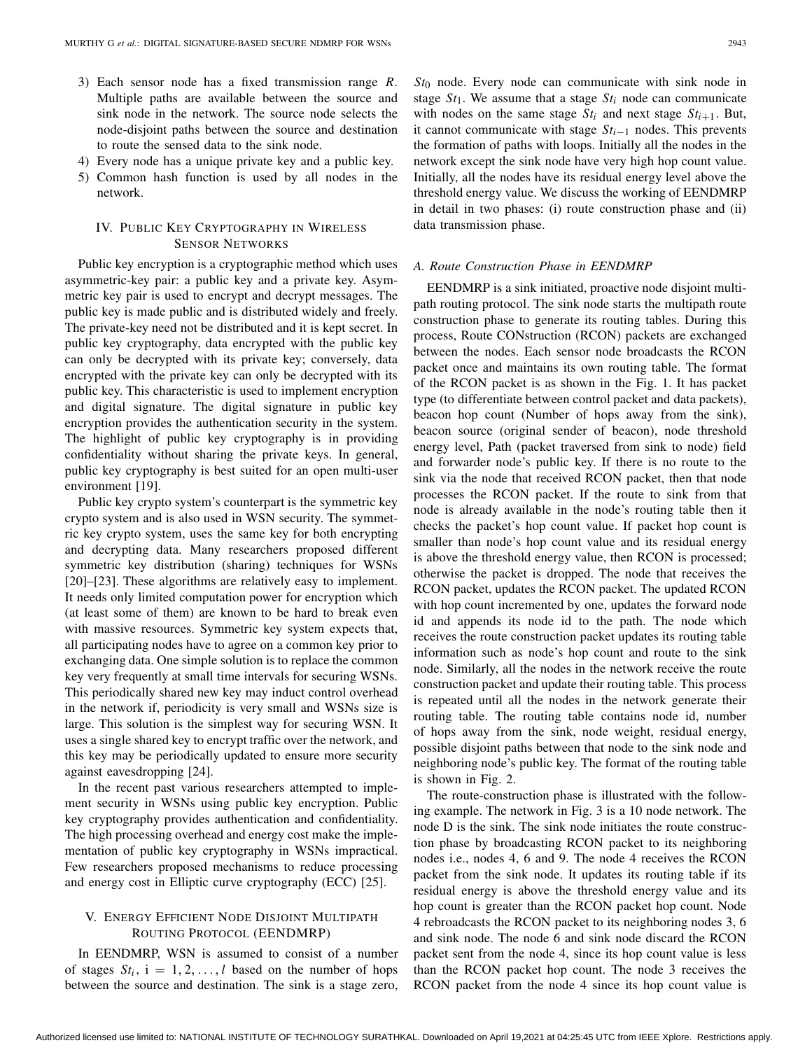3) Each sensor node has a fixed transmission range $R$. Multiple paths are available between the source and sink node in the network. The source node selects the node-disjoint paths between the source and destination to route the sensed data to the sink node.
4) Every node has a unique private key and a public key.
5) Common hash function is used by all nodes in the network.

## IV. Public Key Cryptography in Wireless Sensor Networks

Public key encryption is a cryptographic method which uses asymmetric-key pair: a public key and a private key. Asymmetric key pair is used to encrypt and decrypt messages. The public key is made public and is distributed widely and freely. The private-key need not be distributed and it is kept secret. In public key cryptography, data encrypted with the public key can only be decrypted with its private key; conversely, data encrypted with the private key can only be decrypted with its public key. This characteristic is used to implement encryption and digital signature. The digital signature in public key encryption provides the authentication security in the system. The highlight of public key cryptography is in providing confidentiality without sharing the private keys. In general, public key cryptography is best suited for an open multi-user environment [19].

Public key crypto system's counterpart is the symmetric key crypto system and is also used in WSN security. The symmetric key crypto system, uses the same key for both encrypting and decrypting data. Many researchers proposed different symmetric key distribution (sharing) techniques for WSNs [20]–[23]. These algorithms are relatively easy to implement. It needs only limited computation power for encryption which (at least some of them) are known to be hard to break even with massive resources. Symmetric key system expects that, all participating nodes have to agree on a common key prior to exchanging data. One simple solution is to replace the common key very frequently at small time intervals for securing WSNs. This periodically shared new key may induct control overhead in the network if, periodicity is very small and WSNs size is large. This solution is the simplest way for securing WSN. It uses a single shared key to encrypt traffic over the network, and this key may be periodically updated to ensure more security against eavesdropping [24].

In the recent past various researchers attempted to implement security in WSNs using public key encryption. Public key cryptography provides authentication and confidentiality. The high processing overhead and energy cost make the implementation of public key cryptography in WSNs impractical. Few researchers proposed mechanisms to reduce processing and energy cost in Elliptic curve cryptography (ECC) [25].

## V. Energy Efficient Node Disjoint Multipath Routing Protocol (EENDMRP)

In EENDMRP, WSN is assumed to consist of a number of stages $St_i$, i = $1, 2, \ldots, l$ based on the number of hops between the source and destination. The sink is a stage zero, $St_0$ node. Every node can communicate with sink node in stage $St_1$. We assume that a stage $St_i$ node can communicate with nodes on the same stage $St_i$ and next stage $St_{i+1}$. But, it cannot communicate with stage $St_{i-1}$ nodes. This prevents the formation of paths with loops. Initially all the nodes in the network except the sink node have very high hop count value. Initially, all the nodes have its residual energy level above the threshold energy value. We discuss the working of EENDMRP in detail in two phases: (i) route construction phase and (ii) data transmission phase.

### A. Route Construction Phase in EENDMRP

EENDMRP is a sink initiated, proactive node disjoint multipath routing protocol. The sink node starts the multipath route construction phase to generate its routing tables. During this process, Route CONstruction (RCON) packets are exchanged between the nodes. Each sensor node broadcasts the RCON packet once and maintains its own routing table. The format of the RCON packet is as shown in the Fig. 1. It has packet type (to differentiate between control packet and data packets), beacon hop count (Number of hops away from the sink), beacon source (original sender of beacon), node threshold energy level, Path (packet traversed from sink to node) field and forwarder node's public key. If there is no route to the sink via the node that received RCON packet, then that node processes the RCON packet. If the route to sink from that node is already available in the node's routing table then it checks the packet's hop count value. If packet hop count is smaller than node's hop count value and its residual energy is above the threshold energy value, then RCON is processed; otherwise the packet is dropped. The node that receives the RCON packet, updates the RCON packet. The updated RCON with hop count incremented by one, updates the forward node id and appends its node id to the path. The node which receives the route construction packet updates its routing table information such as node's hop count and route to the sink node. Similarly, all the nodes in the network receive the route construction packet and update their routing table. This process is repeated until all the nodes in the network generate their routing table. The routing table contains node id, number of hops away from the sink, node weight, residual energy, possible disjoint paths between that node to the sink node and neighboring node's public key. The format of the routing table is shown in Fig. 2.

The route-construction phase is illustrated with the following example. The network in Fig. 3 is a 10 node network. The node D is the sink. The sink node initiates the route construction phase by broadcasting RCON packet to its neighboring nodes i.e., nodes 4, 6 and 9. The node 4 receives the RCON packet from the sink node. It updates its routing table if its residual energy is above the threshold energy value and its hop count is greater than the RCON packet hop count. Node 4 rebroadcasts the RCON packet to its neighboring nodes 3, 6 and sink node. The node 6 and sink node discard the RCON packet sent from the node 4, since its hop count value is less than the RCON packet hop count. The node 3 receives the RCON packet from the node 4 since its hop count value is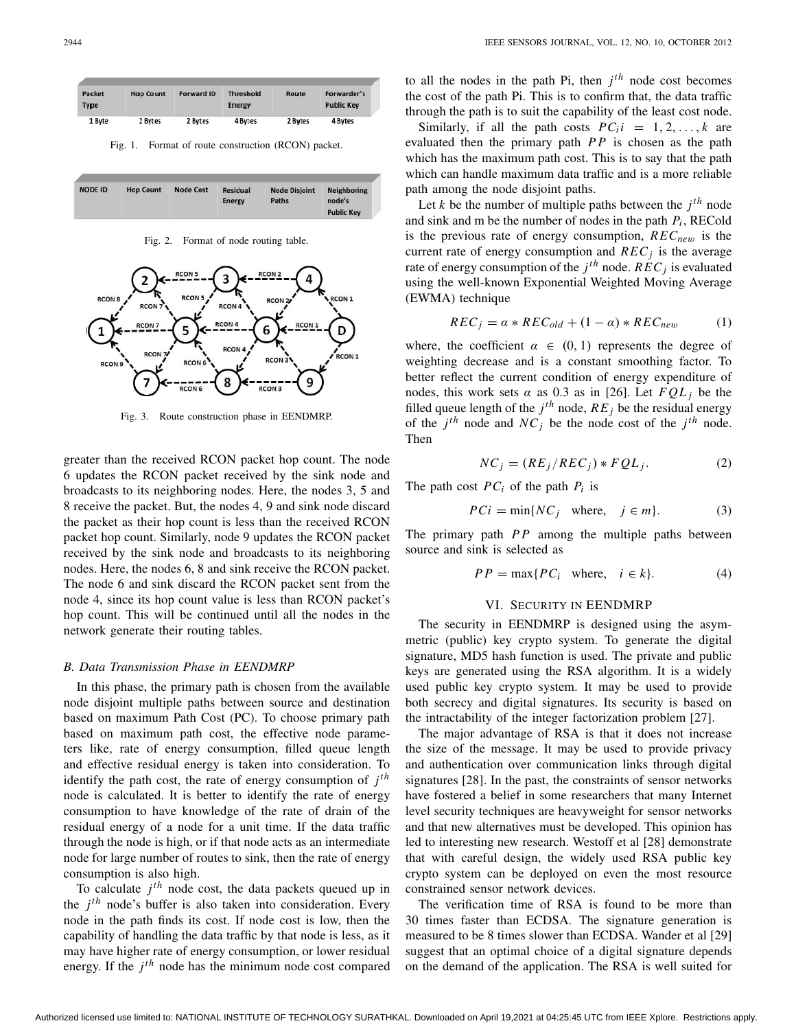| Packet Type | Hop Count | Forward ID | Threshold Energy | Route | Forwarder's Public Key |
|---|---|---|---|---|---|
| 1 Byte | 2 Bytes | 2 Bytes | 4 Bytes | 2 Bytes | 4 Bytes |

Fig. 1. Format of route construction (RCON) packet.

| NODE ID | Hop Count | Node Cost | Residual Energy | Node Disjoint Paths | Neighboring node's Public Key |
|---|---|---|---|---|---|

Fig. 2. Format of node routing table.

Fig. 3. Route construction phase in EENDMRP.

greater than the received RCON packet hop count. The node 6 updates the RCON packet received by the sink node and broadcasts to its neighboring nodes. Here, the nodes 3, 5 and 8 receive the packet. But, the nodes 4, 9 and sink node discard the packet as their hop count is less than the received RCON packet hop count. Similarly, node 9 updates the RCON packet received by the sink node and broadcasts to its neighboring nodes. Here, the nodes 6, 8 and sink receive the RCON packet. The node 6 and sink discard the RCON packet sent from the node 4, since its hop count value is less than RCON packet's hop count. This will be continued until all the nodes in the network generate their routing tables.

### B. Data Transmission Phase in EENDMRP

In this phase, the primary path is chosen from the available node disjoint multiple paths between source and destination based on maximum Path Cost (PC). To choose primary path based on maximum path cost, the effective node parameters like, rate of energy consumption, filled queue length and effective residual energy is taken into consideration. To identify the path cost, the rate of energy consumption of $j^{th}$ node is calculated. It is better to identify the rate of energy consumption to have knowledge of the rate of drain of the residual energy of a node for a unit time. If the data traffic through the node is high, or if that node acts as an intermediate node for large number of routes to sink, then the rate of energy consumption is also high.

To calculate $j^{th}$ node cost, the data packets queued up in the $j^{th}$ node's buffer is also taken into consideration. Every node in the path finds its cost. If node cost is low, then the capability of handling the data traffic by that node is less, as it may have higher rate of energy consumption, or lower residual energy. If the $j^{th}$ node has the minimum node cost compared to all the nodes in the path Pi, then $j^{th}$ node cost becomes the cost of the path Pi. This is to confirm that, the data traffic through the path is to suit the capability of the least cost node.

Similarly, if all the path costs $PC_i i = 1, 2, \ldots, k$ are evaluated then the primary path $PP$ is chosen as the path which has the maximum path cost. This is to say that the path which can handle maximum data traffic and is a more reliable path among the node disjoint paths.

Let $k$ be the number of multiple paths between the $j^{th}$ node and sink and m be the number of nodes in the path $P_i$, RECold is the previous rate of energy consumption, $REC_{new}$ is the current rate of energy consumption and $REC_j$ is the average rate of energy consumption of the $j^{th}$ node. $REC_j$ is evaluated using the well-known Exponential Weighted Moving Average (EWMA) technique

$$REC_j = \alpha * REC_{old} + (1 - \alpha) * REC_{new} \tag{1}$$

where, the coefficient $\alpha \in (0, 1)$ represents the degree of weighting decrease and is a constant smoothing factor. To better reflect the current condition of energy expenditure of nodes, this work sets $\alpha$ as 0.3 as in [26]. Let $FQL_j$ be the filled queue length of the $j^{th}$ node, $RE_j$ be the residual energy of the $j^{th}$ node and $NC_j$ be the node cost of the $j^{th}$ node. Then

$$NC_j = (RE_j / REC_j) * FQL_j. \tag{2}$$

The path cost $PC_i$ of the path $P_i$ is

$$PCi = \min\{NC_j \quad \text{where,} \quad j \in m\}. \tag{3}$$

The primary path $PP$ among the multiple paths between source and sink is selected as

$$PP = \max\{PC_i \quad \text{where,} \quad i \in k\}. \tag{4}$$

## VI. Security in EENDMRP

The security in EENDMRP is designed using the asymmetric (public) key crypto system. To generate the digital signature, MD5 hash function is used. The private and public keys are generated using the RSA algorithm. It is a widely used public key crypto system. It may be used to provide both secrecy and digital signatures. Its security is based on the intractability of the integer factorization problem [27].

The major advantage of RSA is that it does not increase the size of the message. It may be used to provide privacy and authentication over communication links through digital signatures [28]. In the past, the constraints of sensor networks have fostered a belief in some researchers that many Internet level security techniques are heavyweight for sensor networks and that new alternatives must be developed. This opinion has led to interesting new research. Westoff et al [28] demonstrate that with careful design, the widely used RSA public key crypto system can be deployed on even the most resource constrained sensor network devices.

The verification time of RSA is found to be more than 30 times faster than ECDSA. The signature generation is measured to be 8 times slower than ECDSA. Wander et al [29] suggest that an optimal choice of a digital signature depends on the demand of the application. The RSA is well suited for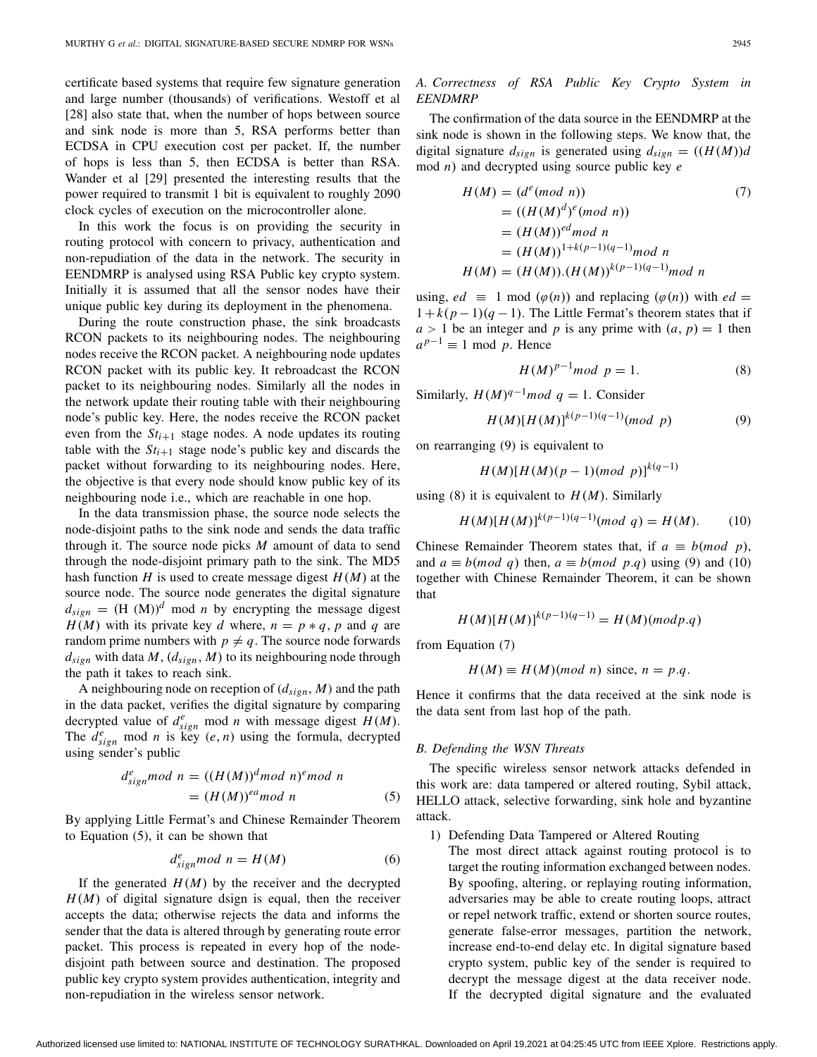certificate based systems that require few signature generation and large number (thousands) of verifications. Westoff et al [28] also state that, when the number of hops between source and sink node is more than 5, RSA performs better than ECDSA in CPU execution cost per packet. If, the number of hops is less than 5, then ECDSA is better than RSA. Wander et al [29] presented the interesting results that the power required to transmit 1 bit is equivalent to roughly 2090 clock cycles of execution on the microcontroller alone.

In this work the focus is on providing the security in routing protocol with concern to privacy, authentication and non-repudiation of the data in the network. The security in EENDMRP is analysed using RSA Public key crypto system. Initially it is assumed that all the sensor nodes have their unique public key during its deployment in the phenomena.

During the route construction phase, the sink broadcasts RCON packets to its neighbouring nodes. The neighbouring nodes receive the RCON packet. A neighbouring node updates RCON packet with its public key. It rebroadcast the RCON packet to its neighbouring nodes. Similarly all the nodes in the network update their routing table with their neighbouring node's public key. Here, the nodes receive the RCON packet even from the $St_{i+1}$ stage nodes. A node updates its routing table with the $St_{i+1}$ stage node's public key and discards the packet without forwarding to its neighbouring nodes. Here, the objective is that every node should know public key of its neighbouring node i.e., which are reachable in one hop.

In the data transmission phase, the source node selects the node-disjoint paths to the sink node and sends the data traffic through it. The source node picks $M$ amount of data to send through the node-disjoint primary path to the sink. The MD5 hash function $H$ is used to create message digest $H(M)$ at the source node. The source node generates the digital signature $d_{sign} = (\text{H (M)})^d$ mod $n$ by encrypting the message digest $H(M)$ with its private key $d$ where, $n = p * q$, $p$ and $q$ are random prime numbers with $p \neq q$. The source node forwards $d_{sign}$ with data $M$, $(d_{sign}, M)$ to its neighbouring node through the path it takes to reach sink.

A neighbouring node on reception of $(d_{sign}, M)$ and the path in the data packet, verifies the digital signature by comparing decrypted value of $d_{sign}^e$ mod $n$ with message digest $H(M)$. The $d_{sign}^e$ mod $n$ is key $(e, n)$ using the formula, decrypted using sender's public

$$
\begin{aligned}
d_{sign}^e mod\ n &= ((H(M))^d mod\ n)^e mod\ n \\
&= (H(M))^{ea} mod\ n
\end{aligned} \tag{5}
$$

By applying Little Fermat's and Chinese Remainder Theorem to Equation (5), it can be shown that

$$
d_{sign}^e mod\ n = H(M) \tag{6}
$$

If the generated $H(M)$ by the receiver and the decrypted $H(M)$ of digital signature dsign is equal, then the receiver accepts the data; otherwise rejects the data and informs the sender that the data is altered through by generating route error packet. This process is repeated in every hop of the node-disjoint path between source and destination. The proposed public key crypto system provides authentication, integrity and non-repudiation in the wireless sensor network.

### A. Correctness of RSA Public Key Crypto System in EENDMRP

The confirmation of the data source in the EENDMRP at the sink node is shown in the following steps. We know that, the digital signature $d_{sign}$ is generated using $d_{sign} = ((H(M))d$ mod $n)$ and decrypted using source public key $e$

$$
\begin{aligned}
H(M) &= (d^e(mod\ n)) \\
&= ((H(M)^d)^e(mod\ n)) \\
&= (H(M))^{ed} mod\ n \\
&= (H(M))^{1+k(p-1)(q-1)} mod\ n \\
H(M) &= (H(M)).(H(M))^{k(p-1)(q-1)} mod\ n
\end{aligned} \tag{7}
$$

using, $ed \equiv 1$ mod $(\varphi(n))$ and replacing $(\varphi(n))$ with $ed = 1 + k(p-1)(q-1)$. The Little Fermat's theorem states that if $a > 1$ be an integer and $p$ is any prime with $(a, p) = 1$ then $a^{p-1} \equiv 1$ mod $p$. Hence

$$
H(M)^{p-1} mod\ p = 1. \tag{8}
$$

Similarly, $H(M)^{q-1} mod\ q = 1$. Consider

$$
H(M)[H(M)]^{k(p-1)(q-1)}(mod\ p) \tag{9}
$$

on rearranging (9) is equivalent to

$$
H(M)[H(M)(p-1)(mod\ p)]^{k(q-1)}
$$

using (8) it is equivalent to $H(M)$. Similarly

$$
H(M)[H(M)]^{k(p-1)(q-1)}(mod\ q) = H(M). \tag{10}
$$

Chinese Remainder Theorem states that, if $a \equiv b(mod\ p)$, and $a \equiv b(mod\ q)$ then, $a \equiv b(mod\ p.q)$ using (9) and (10) together with Chinese Remainder Theorem, it can be shown that

$$
H(M)[H(M)]^{k(p-1)(q-1)} = H(M)(mod p.q)
$$

from Equation (7)

$$
H(M) \equiv H(M)(mod\ n) \text{ since, } n = p.q.
$$

Hence it confirms that the data received at the sink node is the data sent from last hop of the path.

### B. Defending the WSN Threats

The specific wireless sensor network attacks defended in this work are: data tampered or altered routing, Sybil attack, HELLO attack, selective forwarding, sink hole and byzantine attack.

1) Defending Data Tampered or Altered Routing
   The most direct attack against routing protocol is to target the routing information exchanged between nodes. By spoofing, altering, or replaying routing information, adversaries may be able to create routing loops, attract or repel network traffic, extend or shorten source routes, generate false-error messages, partition the network, increase end-to-end delay etc. In digital signature based crypto system, public key of the sender is required to decrypt the message digest at the data receiver node. If the decrypted digital signature and the evaluated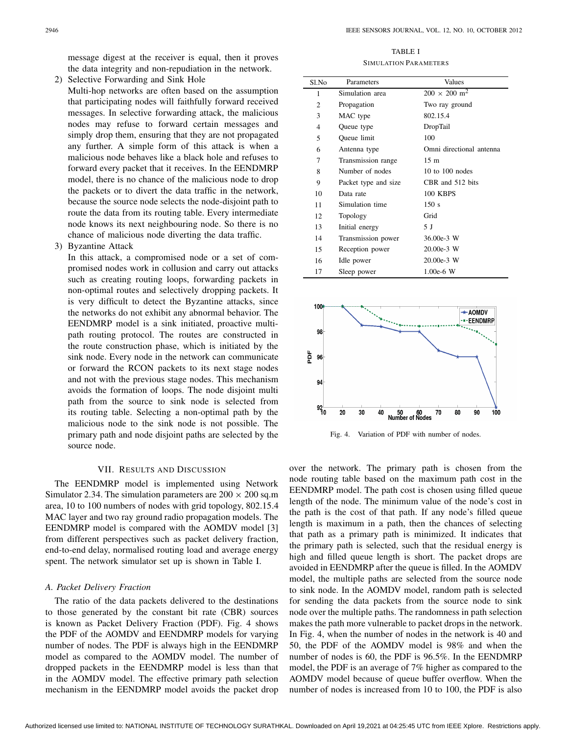message digest at the receiver is equal, then it proves the data integrity and non-repudiation in the network.

2) Selective Forwarding and Sink Hole

   Multi-hop networks are often based on the assumption that participating nodes will faithfully forward received messages. In selective forwarding attack, the malicious nodes may refuse to forward certain messages and simply drop them, ensuring that they are not propagated any further. A simple form of this attack is when a malicious node behaves like a black hole and refuses to forward every packet that it receives. In the EENDMRP model, there is no chance of the malicious node to drop the packets or to divert the data traffic in the network, because the source node selects the node-disjoint path to route the data from its routing table. Every intermediate node knows its next neighbouring node. So there is no chance of malicious node diverting the data traffic.

3) Byzantine Attack

   In this attack, a compromised node or a set of compromised nodes work in collusion and carry out attacks such as creating routing loops, forwarding packets in non-optimal routes and selectively dropping packets. It is very difficult to detect the Byzantine attacks, since the networks do not exhibit any abnormal behavior. The EENDMRP model is a sink initiated, proactive multipath routing protocol. The routes are constructed in the route construction phase, which is initiated by the sink node. Every node in the network can communicate or forward the RCON packets to its next stage nodes and not with the previous stage nodes. This mechanism avoids the formation of loops. The node disjoint multi path from the source to sink node is selected from its routing table. Selecting a non-optimal path by the malicious node to the sink node is not possible. The primary path and node disjoint paths are selected by the source node.

## VII. Results and Discussion

The EENDMRP model is implemented using Network Simulator 2.34. The simulation parameters are $200 \times 200$ sq.m area, 10 to 100 numbers of nodes with grid topology, 802.15.4 MAC layer and two ray ground radio propagation models. The EENDMRP model is compared with the AOMDV model [3] from different perspectives such as packet delivery fraction, end-to-end delay, normalised routing load and average energy spent. The network simulator set up is shown in Table I.

TABLE I
Simulation Parameters

| Sl.No | Parameters | Values |
|---|---|---|
| 1 | Simulation area | $200 \times 200$ m$^2$ |
| 2 | Propagation | Two ray ground |
| 3 | MAC type | 802.15.4 |
| 4 | Queue type | DropTail |
| 5 | Queue limit | 100 |
| 6 | Antenna type | Omni directional antenna |
| 7 | Transmission range | 15 m |
| 8 | Number of nodes | 10 to 100 nodes |
| 9 | Packet type and size | CBR and 512 bits |
| 10 | Data rate | 100 KBPS |
| 11 | Simulation time | 150 s |
| 12 | Topology | Grid |
| 13 | Initial energy | 5 J |
| 14 | Transmission power | 36.00e-3 W |
| 15 | Reception power | 20.00e-3 W |
| 16 | Idle power | 20.00e-3 W |
| 17 | Sleep power | 1.00e-6 W |

Fig. 4. Variation of PDF with number of nodes.

### A. Packet Delivery Fraction

The ratio of the data packets delivered to the destinations to those generated by the constant bit rate (CBR) sources is known as Packet Delivery Fraction (PDF). Fig. 4 shows the PDF of the AOMDV and EENDMRP models for varying number of nodes. The PDF is always high in the EENDMRP model as compared to the AOMDV model. The number of dropped packets in the EENDMRP model is less than that in the AOMDV model. The effective primary path selection mechanism in the EENDMRP model avoids the packet drop over the network. The primary path is chosen from the node routing table based on the maximum path cost in the EENDMRP model. The path cost is chosen using filled queue length of the node. The minimum value of the node's cost in the path is the cost of that path. If any node's filled queue length is maximum in a path, then the chances of selecting that path as a primary path is minimized. It indicates that the primary path is selected, such that the residual energy is high and filled queue length is short. The packet drops are avoided in EENDMRP after the queue is filled. In the AOMDV model, the multiple paths are selected from the source node to sink node. In the AOMDV model, random path is selected for sending the data packets from the source node to sink node over the multiple paths. The randomness in path selection makes the path more vulnerable to packet drops in the network. In Fig. 4, when the number of nodes in the network is 40 and 50, the PDF of the AOMDV model is 98% and when the number of nodes is 60, the PDF is 96.5%. In the EENDMRP model, the PDF is an average of 7% higher as compared to the AOMDV model because of queue buffer overflow. When the number of nodes is increased from 10 to 100, the PDF is also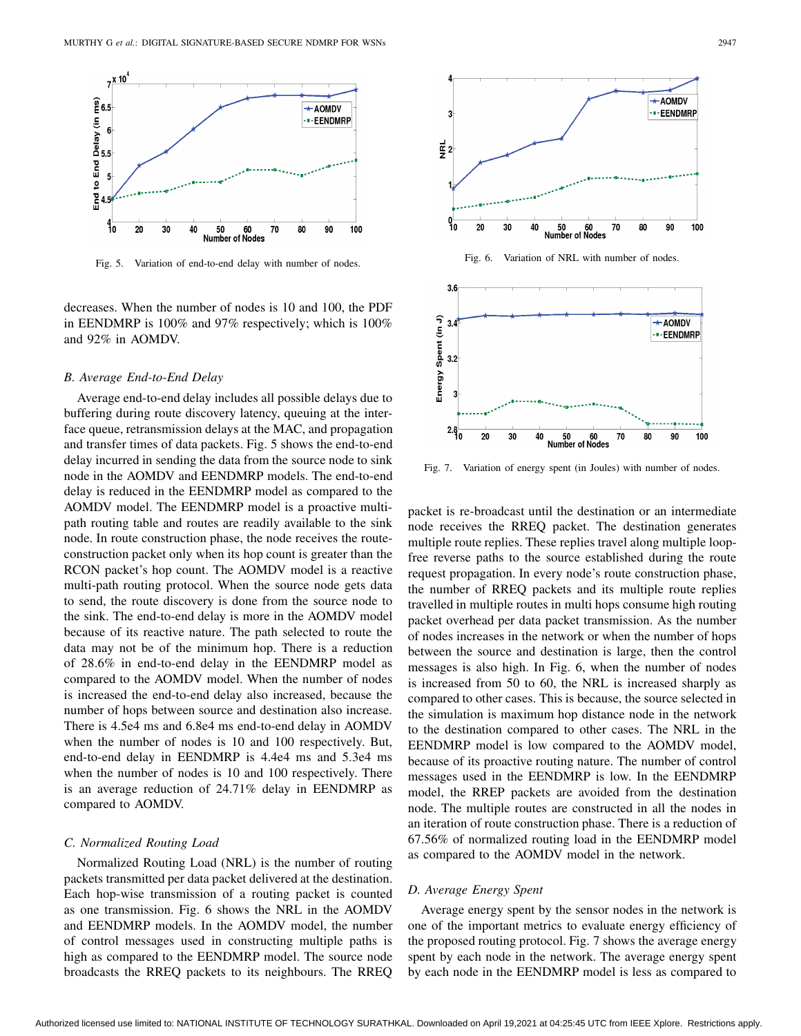Fig. 5. Variation of end-to-end delay with number of nodes.

decreases. When the number of nodes is 10 and 100, the PDF in EENDMRP is 100% and 97% respectively; which is 100% and 92% in AOMDV.

### *B. Average End-to-End Delay*

Average end-to-end delay includes all possible delays due to buffering during route discovery latency, queuing at the interface queue, retransmission delays at the MAC, and propagation and transfer times of data packets. Fig. 5 shows the end-to-end delay incurred in sending the data from the source node to sink node in the AOMDV and EENDMRP models. The end-to-end delay is reduced in the EENDMRP model as compared to the AOMDV model. The EENDMRP model is a proactive multi-path routing table and routes are readily available to the sink node. In route construction phase, the node receives the route-construction packet only when its hop count is greater than the RCON packet's hop count. The AOMDV model is a reactive multi-path routing protocol. When the source node gets data to send, the route discovery is done from the source node to the sink. The end-to-end delay is more in the AOMDV model because of its reactive nature. The path selected to route the data may not be of the minimum hop. There is a reduction of 28.6% in end-to-end delay in the EENDMRP model as compared to the AOMDV model. When the number of nodes is increased the end-to-end delay also increased, because the number of hops between source and destination also increase. There is 4.5e4 ms and 6.8e4 ms end-to-end delay in AOMDV when the number of nodes is 10 and 100 respectively. But, end-to-end delay in EENDMRP is 4.4e4 ms and 5.3e4 ms when the number of nodes is 10 and 100 respectively. There is an average reduction of 24.71% delay in EENDMRP as compared to AOMDV.

### *C. Normalized Routing Load*

Normalized Routing Load (NRL) is the number of routing packets transmitted per data packet delivered at the destination. Each hop-wise transmission of a routing packet is counted as one transmission. Fig. 6 shows the NRL in the AOMDV and EENDMRP models. In the AOMDV model, the number of control messages used in constructing multiple paths is high as compared to the EENDMRP model. The source node broadcasts the RREQ packets to its neighbours. The RREQ packet is re-broadcast until the destination or an intermediate node receives the RREQ packet. The destination generates multiple route replies. These replies travel along multiple loop-free reverse paths to the source established during the route request propagation. In every node's route construction phase, the number of RREQ packets and its multiple route replies travelled in multiple routes in multi hops consume high routing packet overhead per data packet transmission. As the number of nodes increases in the network or when the number of hops between the source and destination is large, then the control messages is also high. In Fig. 6, when the number of nodes is increased from 50 to 60, the NRL is increased sharply as compared to other cases. This is because, the source selected in the simulation is maximum hop distance node in the network to the destination compared to other cases. The NRL in the EENDMRP model is low compared to the AOMDV model, because of its proactive routing nature. The number of control messages used in EENDMRP is low. In the EENDMRP model, the RREP packets are avoided from the destination node. The multiple routes are constructed in all the nodes in an iteration of route construction phase. There is a reduction of 67.56% of normalized routing load in the EENDMRP model as compared to the AOMDV model in the network.

Fig. 6. Variation of NRL with number of nodes.

Fig. 7. Variation of energy spent (in Joules) with number of nodes.

### *D. Average Energy Spent*

Average energy spent by the sensor nodes in the network is one of the important metrics to evaluate energy efficiency of the proposed routing protocol. Fig. 7 shows the average energy spent by each node in the network. The average energy spent by each node in the EENDMRP model is less as compared to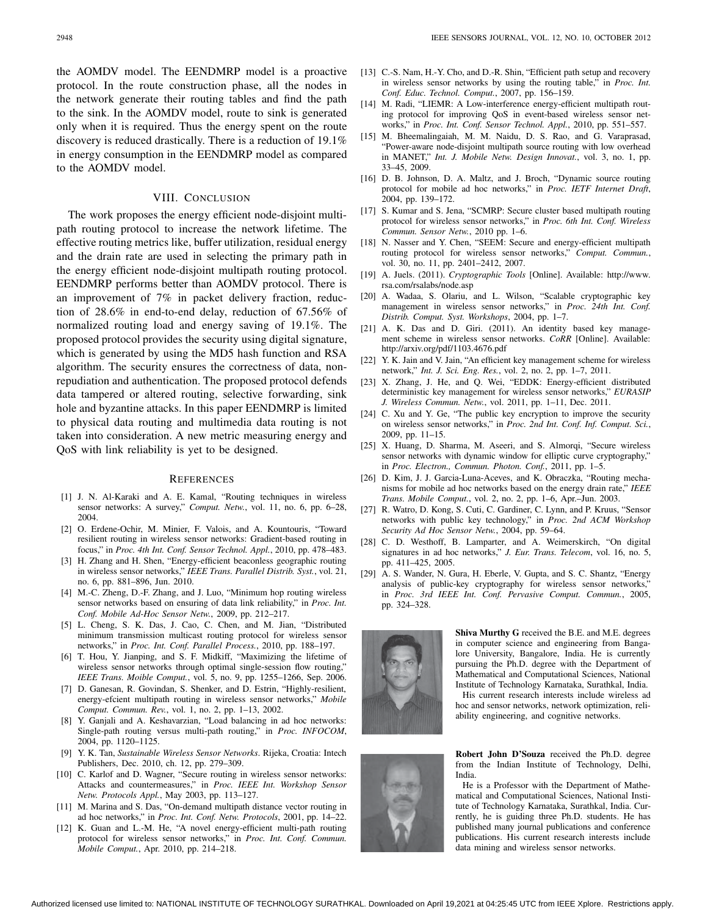the AOMDV model. The EENDMRP model is a proactive protocol. In the route construction phase, all the nodes in the network generate their routing tables and find the path to the sink. In the AOMDV model, route to sink is generated only when it is required. Thus the energy spent on the route discovery is reduced drastically. There is a reduction of 19.1% in energy consumption in the EENDMRP model as compared to the AOMDV model.

## VIII. Conclusion

The work proposes the energy efficient node-disjoint multipath routing protocol to increase the network lifetime. The effective routing metrics like, buffer utilization, residual energy and the drain rate are used in selecting the primary path in the energy efficient node-disjoint multipath routing protocol. EENDMRP performs better than AOMDV protocol. There is an improvement of 7% in packet delivery fraction, reduction of 28.6% in end-to-end delay, reduction of 67.56% of normalized routing load and energy saving of 19.1%. The proposed protocol provides the security using digital signature, which is generated by using the MD5 hash function and RSA algorithm. The security ensures the correctness of data, nonrepudiation and authentication. The proposed protocol defends data tampered or altered routing, selective forwarding, sink hole and byzantine attacks. In this paper EENDMRP is limited to physical data routing and multimedia data routing is not taken into consideration. A new metric measuring energy and QoS with link reliability is yet to be designed.

## References

[1] J. N. Al-Karaki and A. E. Kamal, "Routing techniques in wireless sensor networks: A survey," *Comput. Netw.*, vol. 11, no. 6, pp. 6–28, 2004.

[2] O. Erdene-Ochir, M. Minier, F. Valois, and A. Kountouris, "Toward resilient routing in wireless sensor networks: Gradient-based routing in focus," in *Proc. 4th Int. Conf. Sensor Technol. Appl.*, 2010, pp. 478–483.

[3] H. Zhang and H. Shen, "Energy-efficient beaconless geographic routing in wireless sensor networks," *IEEE Trans. Parallel Distrib. Syst.*, vol. 21, no. 6, pp. 881–896, Jun. 2010.

[4] M.-C. Zheng, D.-F. Zhang, and J. Luo, "Minimum hop routing wireless sensor networks based on ensuring of data link reliability," in *Proc. Int. Conf. Mobile Ad-Hoc Sensor Netw.*, 2009, pp. 212–217.

[5] L. Cheng, S. K. Das, J. Cao, C. Chen, and M. Jian, "Distributed minimum transmission multicast routing protocol for wireless sensor networks," in *Proc. Int. Conf. Parallel Process.*, 2010, pp. 188–197.

[6] T. Hou, Y. Jianping, and S. F. Midkiff, "Maximizing the lifetime of wireless sensor networks through optimal single-session flow routing," *IEEE Trans. Moible Comput.*, vol. 5, no. 9, pp. 1255–1266, Sep. 2006.

[7] D. Ganesan, R. Govindan, S. Shenker, and D. Estrin, "Highly-resilient, energy-efcient multipath routing in wireless sensor networks," *Mobile Comput. Commun. Rev.*, vol. 1, no. 2, pp. 1–13, 2002.

[8] Y. Ganjali and A. Keshavarzian, "Load balancing in ad hoc networks: Single-path routing versus multi-path routing," in *Proc. INFOCOM*, 2004, pp. 1120–1125.

[9] Y. K. Tan, *Sustainable Wireless Sensor Networks*. Rijeka, Croatia: Intech Publishers, Dec. 2010, ch. 12, pp. 279–309.

[10] C. Karlof and D. Wagner, "Secure routing in wireless sensor networks: Attacks and countermeasures," in *Proc. IEEE Int. Workshop Sensor Netw. Protocols Appl.*, May 2003, pp. 113–127.

[11] M. Marina and S. Das, "On-demand multipath distance vector routing in ad hoc networks," in *Proc. Int. Conf. Netw. Protocols*, 2001, pp. 14–22.

[12] K. Guan and L.-M. He, "A novel energy-efficient multi-path routing protocol for wireless sensor networks," in *Proc. Int. Conf. Commun. Mobile Comput.*, Apr. 2010, pp. 214–218.

[13] C.-S. Nam, H.-Y. Cho, and D.-R. Shin, "Efficient path setup and recovery in wireless sensor networks by using the routing table," in *Proc. Int. Conf. Educ. Technol. Comput.*, 2007, pp. 156–159.

[14] M. Radi, "LIEMR: A Low-interference energy-efficient multipath routing protocol for improving QoS in event-based wireless sensor networks," in *Proc. Int. Conf. Sensor Technol. Appl.*, 2010, pp. 551–557.

[15] M. Bheemalingaiah, M. M. Naidu, D. S. Rao, and G. Varaprasad, "Power-aware node-disjoint multipath source routing with low overhead in MANET," *Int. J. Mobile Netw. Design Innovat.*, vol. 3, no. 1, pp. 33–45, 2009.

[16] D. B. Johnson, D. A. Maltz, and J. Broch, "Dynamic source routing protocol for mobile ad hoc networks," in *Proc. IETF Internet Draft*, 2004, pp. 139–172.

[17] S. Kumar and S. Jena, "SCMRP: Secure cluster based multipath routing protocol for wireless sensor networks," in *Proc. 6th Int. Conf. Wireless Commun. Sensor Netw.*, 2010 pp. 1–6.

[18] N. Nasser and Y. Chen, "SEEM: Secure and energy-efficient multipath routing protocol for wireless sensor networks," *Comput. Commun.*, vol. 30, no. 11, pp. 2401–2412, 2007.

[19] A. Juels. (2011). *Cryptographic Tools* [Online]. Available: http://www.rsa.com/rsalabs/node.asp

[20] A. Wadaa, S. Olariu, and L. Wilson, "Scalable cryptographic key management in wireless sensor networks," in *Proc. 24th Int. Conf. Distrib. Comput. Syst. Workshops*, 2004, pp. 1–7.

[21] A. K. Das and D. Giri. (2011). An identity based key management scheme in wireless sensor networks. *CoRR* [Online]. Available: http://arxiv.org/pdf/1103.4676.pdf

[22] Y. K. Jain and V. Jain, "An efficient key management scheme for wireless network," *Int. J. Sci. Eng. Res.*, vol. 2, no. 2, pp. 1–7, 2011.

[23] X. Zhang, J. He, and Q. Wei, "EDDK: Energy-efficient distributed deterministic key management for wireless sensor networks," *EURASIP J. Wireless Commun. Netw.*, vol. 2011, pp. 1–11, Dec. 2011.

[24] C. Xu and Y. Ge, "The public key encryption to improve the security on wireless sensor networks," in *Proc. 2nd Int. Conf. Inf. Comput. Sci.*, 2009, pp. 11–15.

[25] X. Huang, D. Sharma, M. Aseeri, and S. Almorqi, "Secure wireless sensor networks with dynamic window for elliptic curve cryptography," in *Proc. Electron., Commun. Photon. Conf.*, 2011, pp. 1–5.

[26] D. Kim, J. J. Garcia-Luna-Aceves, and K. Obraczka, "Routing mechanisms for mobile ad hoc networks based on the energy drain rate," *IEEE Trans. Mobile Comput.*, vol. 2, no. 2, pp. 1–6, Apr.–Jun. 2003.

[27] R. Watro, D. Kong, S. Cuti, C. Gardiner, C. Lynn, and P. Kruus, "Sensor networks with public key technology," in *Proc. 2nd ACM Workshop Security Ad Hoc Sensor Netw.*, 2004, pp. 59–64.

[28] C. D. Westhoff, B. Lamparter, and A. Weimerskirch, "On digital signatures in ad hoc networks," *J. Eur. Trans. Telecom*, vol. 16, no. 5, pp. 411–425, 2005.

[29] A. S. Wander, N. Gura, H. Eberle, V. Gupta, and S. C. Shantz, "Energy analysis of public-key cryptography for wireless sensor networks," in *Proc. 3rd IEEE Int. Conf. Pervasive Comput. Commun.*, 2005, pp. 324–328.

**Shiva Murthy G** received the B.E. and M.E. degrees in computer science and engineering from Bangalore University, Bangalore, India. He is currently pursuing the Ph.D. degree with the Department of Mathematical and Computational Sciences, National Institute of Technology Karnataka, Surathkal, India.

His current research interests include wireless ad hoc and sensor networks, network optimization, reliability engineering, and cognitive networks.

**Robert John D'Souza** received the Ph.D. degree from the Indian Institute of Technology, Delhi, India.

He is a Professor with the Department of Mathematical and Computational Sciences, National Institute of Technology Karnataka, Surathkal, India. Currently, he is guiding three Ph.D. students. He has published many journal publications and conference publications. His current research interests include data mining and wireless sensor networks.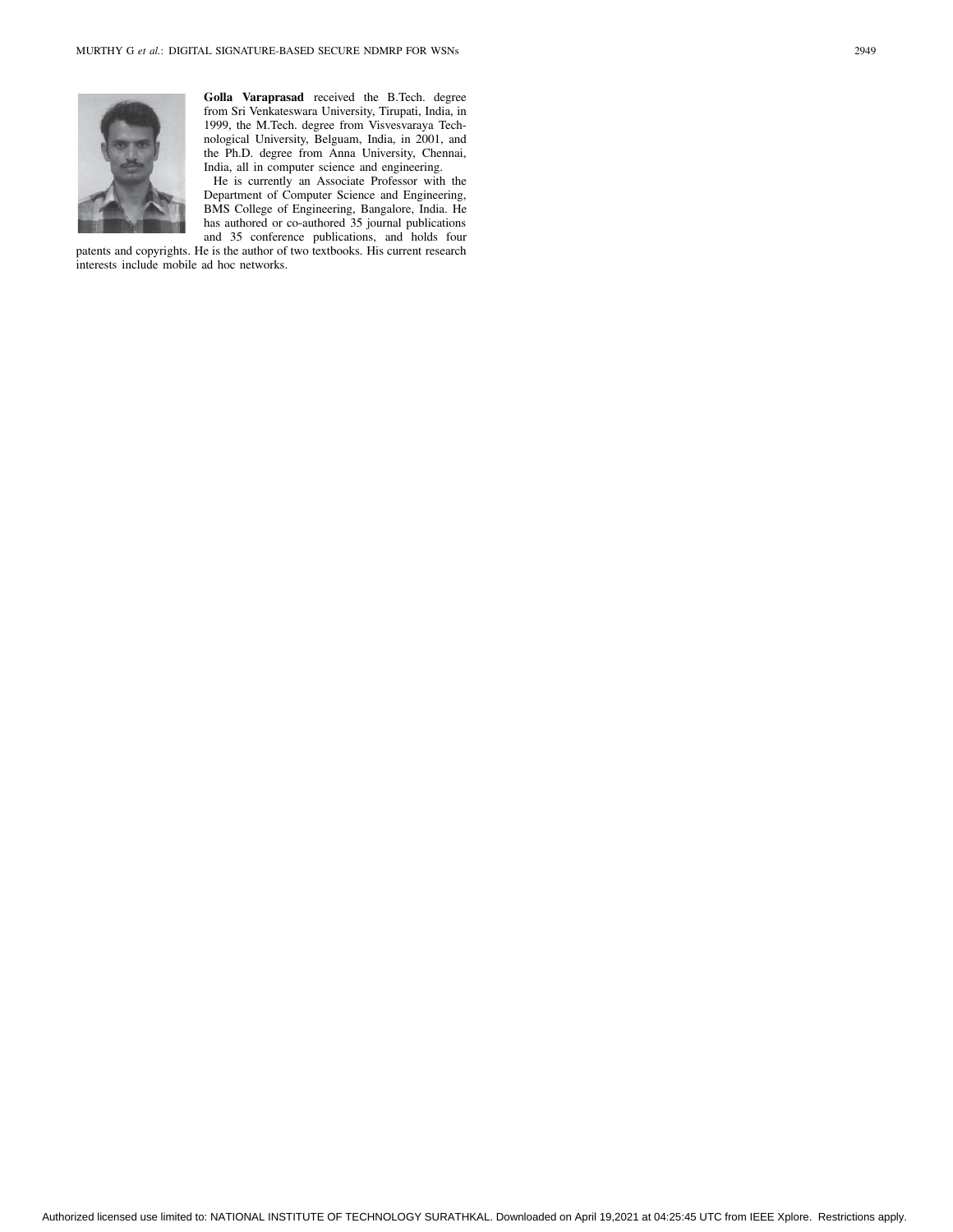**Golla Varaprasad** received the B.Tech. degree from Sri Venkateswara University, Tirupati, India, in 1999, the M.Tech. degree from Visvesvaraya Technological University, Belguam, India, in 2001, and the Ph.D. degree from Anna University, Chennai, India, all in computer science and engineering.

He is currently an Associate Professor with the Department of Computer Science and Engineering, BMS College of Engineering, Bangalore, India. He has authored or co-authored 35 journal publications and 35 conference publications, and holds four patents and copyrights. He is the author of two textbooks. His current research interests include mobile ad hoc networks.